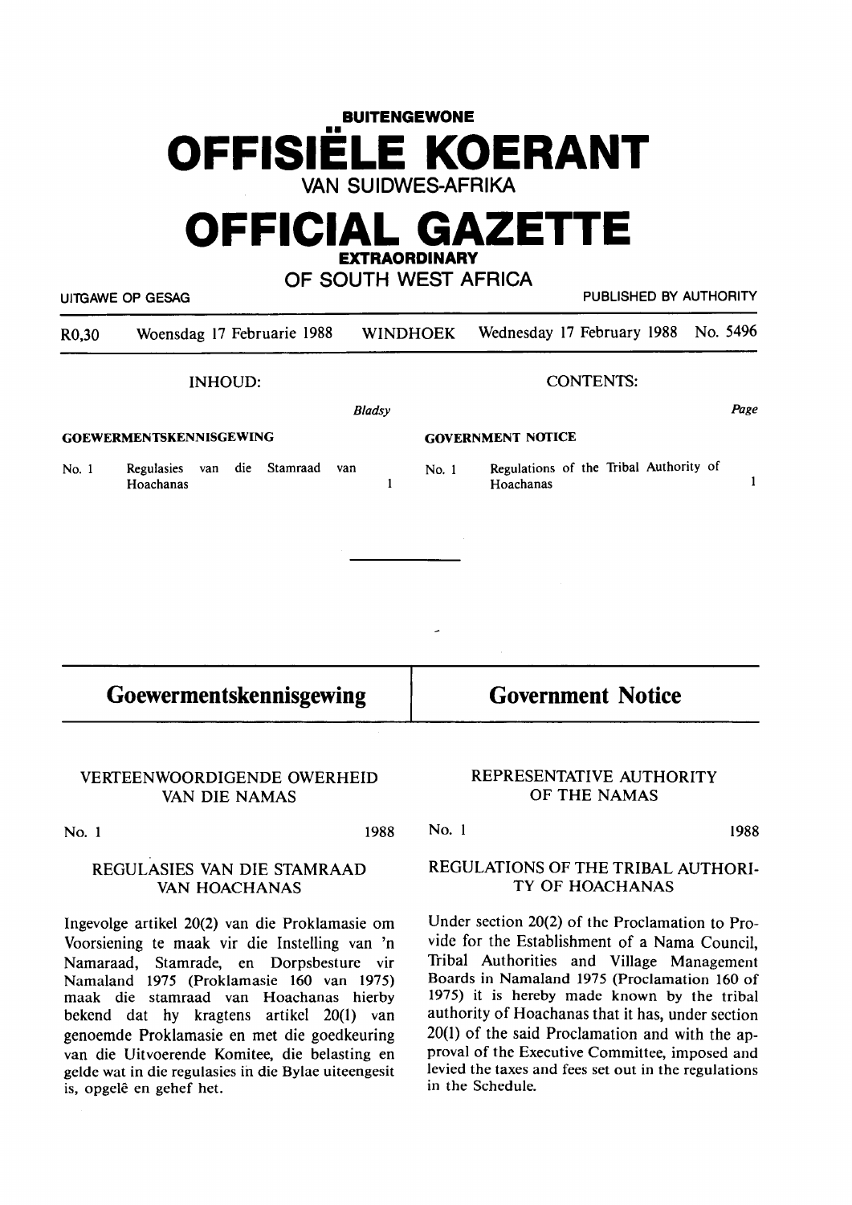**BUITENGEWONE**

# OFFISIËLE KOERANT

VAN SUIDWES-AFRIKA

# OFFICIAL GAZETTE

**EXTRAORDINARY**

OF SOUTH WEST AFRICA

UITGAWE OP GESAG | PUBLISHED BY AUTHORITY

R0,30 | Woensdag 17 Februarie 1988 | WINDHOEK | Wednesday 17 February 1988 | No. 5496

| INHOUD: | | CONTENTS: | |
|---|---|---|---|
| | *Bladsy* | | *Page* |
| **GOEWERMENTSKENNISGEWING** | | **GOVERNMENT NOTICE** | |
| No. 1 Regulasies van die Stamraad van Hoachanas | 1 | No. 1 Regulations of the Tribal Authority of Hoachanas | 1 |

## Goewermentskennisgewing

### VERTEENWOORDIGENDE OWERHEID VAN DIE NAMAS

No. 1 1988

### REGULASIES VAN DIE STAMRAAD VAN HOACHANAS

Ingevolge artikel 20(2) van die Proklamasie om Voorsiening te maak vir die Instelling van 'n Namaraad, Stamrade, en Dorpsbesture vir Namaland 1975 (Proklamasie 160 van 1975) maak die stamraad van Hoachanas hierby bekend dat hy kragtens artikel 20(1) van genoemde Proklamasie en met die goedkeuring van die Uitvoerende Komitee, die belasting en gelde wat in die regulasies in die Bylae uiteengesit is, opgelê en gehef het.

## Government Notice

### REPRESENTATIVE AUTHORITY OF THE NAMAS

No. 1 1988

### REGULATIONS OF THE TRIBAL AUTHORITY OF HOACHANAS

Under section 20(2) of the Proclamation to Provide for the Establishment of a Nama Council, Tribal Authorities and Village Management Boards in Namaland 1975 (Proclamation 160 of 1975) it is hereby made known by the tribal authority of Hoachanas that it has, under section 20(1) of the said Proclamation and with the approval of the Executive Committee, imposed and levied the taxes and fees set out in the regulations in the Schedule.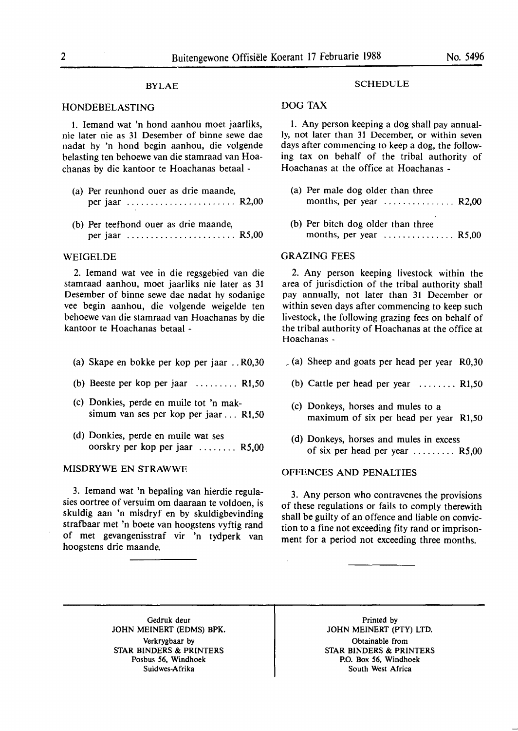## BYLAE

### HONDEBELASTING

1. Iemand wat 'n hond aanhou moet jaarliks, nie later nie as 31 Desember of binne sewe dae nadat hy 'n hond begin aanhou, die volgende belasting ten behoewe van die stamraad van Hoachanas by die kantoor te Hoachanas betaal -

(a) Per reunhond ouer as drie maande, per jaar ........................ R2,00

(b) Per teefhond ouer as drie maande, per jaar ........................ R5,00

### WEIGELDE

2. Iemand wat vee in die regsgebied van die stamraad aanhou, moet jaarliks nie later as 31 Desember of binne sewe dae nadat hy sodanige vee begin aanhou, die volgende weigelde ten behoewe van die stamraad van Hoachanas by die kantoor te Hoachanas betaal -

(a) Skape en bokke per kop per jaar .. R0,30

(b) Beeste per kop per jaar ......... R1,50

(c) Donkies, perde en muile tot 'n maksimum van ses per kop per jaar ... R1,50

(d) Donkies, perde en muile wat ses oorskry per kop per jaar ........ R5,00

### MISDRYWE EN STRAWWE

3. Iemand wat 'n bepaling van hierdie regulasies oortree of versuim om daaraan te voldoen, is skuldig aan 'n misdryf en by skuldigbevinding strafbaar met 'n boete van hoogstens vyftig rand of met gevangenisstraf vir 'n tydperk van hoogstens drie maande.

## SCHEDULE

### DOG TAX

1. Any person keeping a dog shall pay annually, not later than 31 December, or within seven days after commencing to keep a dog, the following tax on behalf of the tribal authority of Hoachanas at the office at Hoachanas -

(a) Per male dog older than three months, per year ............... R2,00

(b) Per bitch dog older than three months, per year ............... R5,00

### GRAZING FEES

2. Any person keeping livestock within the area of jurisdiction of the tribal authority shall pay annually, not later than 31 December or within seven days after commencing to keep such livestock, the following grazing fees on behalf of the tribal authority of Hoachanas at the office at Hoachanas -

(a) Sheep and goats per head per year R0,30

(b) Cattle per head per year ........ R1,50

(c) Donkeys, horses and mules to a maximum of six per head per year R1,50

(d) Donkeys, horses and mules in excess of six per head per year ......... R5,00

### OFFENCES AND PENALTIES

3. Any person who contravenes the provisions of these regulations or fails to comply therewith shall be guilty of an offence and liable on conviction to a fine not exceeding fity rand or imprisonment for a period not exceeding three months.

---

Gedruk deur
JOHN MEINERT (EDMS) BPK.
Verkrygbaar by
STAR BINDERS & PRINTERS
Posbus 56, Windhoek
Suidwes-Afrika

Printed by
JOHN MEINERT (PTY) LTD.
Obtainable from
STAR BINDERS & PRINTERS
P.O. Box 56, Windhoek
South West Africa